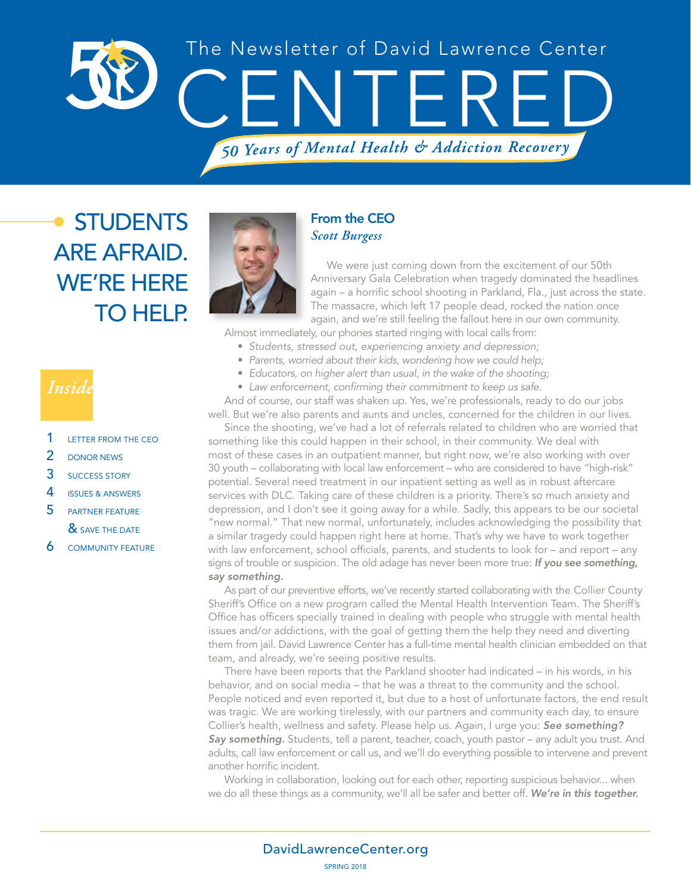# The Newsletter of David Lawrence Center

# CENTERED

*50 Years of Mental Health & Addiction Recovery*

## STUDENTS ARE AFRAID. WE'RE HERE TO HELP.

### *Inside*

1. LETTER FROM THE CEO
2. DONOR NEWS
3. SUCCESS STORY
4. ISSUES & ANSWERS
5. PARTNER FEATURE & SAVE THE DATE
6. COMMUNITY FEATURE

## From the CEO

*Scott Burgess*

We were just coming down from the excitement of our 50th Anniversary Gala Celebration when tragedy dominated the headlines again – a horrific school shooting in Parkland, Fla., just across the state. The massacre, which left 17 people dead, rocked the nation once again, and we're still feeling the fallout here in our own community.

Almost immediately, our phones started ringing with local calls from:

- *Students, stressed out, experiencing anxiety and depression;*
- *Parents, worried about their kids, wondering how we could help;*
- *Educators, on higher alert than usual, in the wake of the shooting;*
- *Law enforcement, confirming their commitment to keep us safe.*

And of course, our staff was shaken up. Yes, we're professionals, ready to do our jobs well. But we're also parents and aunts and uncles, concerned for the children in our lives.

Since the shooting, we've had a lot of referrals related to children who are worried that something like this could happen in their school, in their community. We deal with most of these cases in an outpatient manner, but right now, we're also working with over 30 youth – collaborating with local law enforcement – who are considered to have "high-risk" potential. Several need treatment in our inpatient setting as well as in robust aftercare services with DLC. Taking care of these children is a priority. There's so much anxiety and depression, and I don't see it going away for a while. Sadly, this appears to be our societal "new normal." That new normal, unfortunately, includes acknowledging the possibility that a similar tragedy could happen right here at home. That's why we have to work together with law enforcement, school officials, parents, and students to look for – and report – any signs of trouble or suspicion. The old adage has never been more true: ***If you see something, say something.***

As part of our preventive efforts, we've recently started collaborating with the Collier County Sheriff's Office on a new program called the Mental Health Intervention Team. The Sheriff's Office has officers specially trained in dealing with people who struggle with mental health issues and/or addictions, with the goal of getting them the help they need and diverting them from jail. David Lawrence Center has a full-time mental health clinician embedded on that team, and already, we're seeing positive results.

There have been reports that the Parkland shooter had indicated – in his words, in his behavior, and on social media – that he was a threat to the community and the school. People noticed and even reported it, but due to a host of unfortunate factors, the end result was tragic. We are working tirelessly, with our partners and community each day, to ensure Collier's health, wellness and safety. Please help us. Again, I urge you: ***See something? Say something.*** Students, tell a parent, teacher, coach, youth pastor – any adult you trust. And adults, call law enforcement or call us, and we'll do everything possible to intervene and prevent another horrific incident.

Working in collaboration, looking out for each other, reporting suspicious behavior... when we do all these things as a community, we'll all be safer and better off. ***We're in this together.***

DavidLawrenceCenter.org

SPRING 2018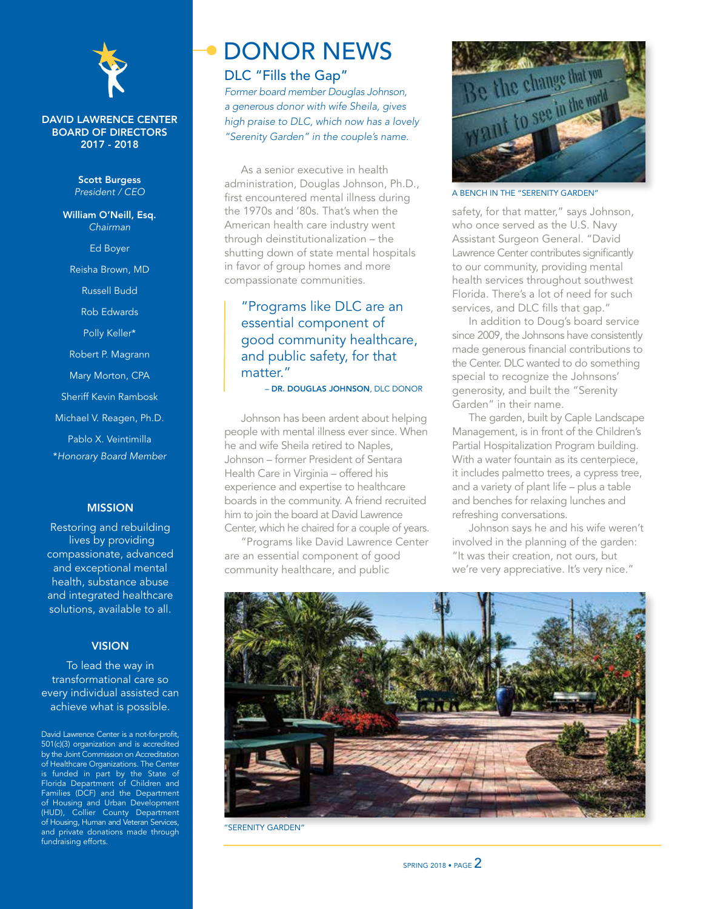# DONOR NEWS

## DLC "Fills the Gap"

*Former board member Douglas Johnson, a generous donor with wife Sheila, gives high praise to DLC, which now has a lovely "Serenity Garden" in the couple's name.*

As a senior executive in health administration, Douglas Johnson, Ph.D., first encountered mental illness during the 1970s and '80s. That's when the American health care industry went through deinstitutionalization – the shutting down of state mental hospitals in favor of group homes and more compassionate communities.

> "Programs like DLC are an essential component of good community healthcare, and public safety, for that matter."
>
> – **DR. DOUGLAS JOHNSON**, DLC DONOR

Johnson has been ardent about helping people with mental illness ever since. When he and wife Sheila retired to Naples, Johnson – former President of Sentara Health Care in Virginia – offered his experience and expertise to healthcare boards in the community. A friend recruited him to join the board at David Lawrence Center, which he chaired for a couple of years.

"Programs like David Lawrence Center are an essential component of good community healthcare, and public safety, for that matter," says Johnson, who once served as the U.S. Navy Assistant Surgeon General. "David Lawrence Center contributes significantly to our community, providing mental health services throughout southwest Florida. There's a lot of need for such services, and DLC fills that gap."

In addition to Doug's board service since 2009, the Johnsons have consistently made generous financial contributions to the Center. DLC wanted to do something special to recognize the Johnsons' generosity, and built the "Serenity Garden" in their name.

The garden, built by Caple Landscape Management, is in front of the Children's Partial Hospitalization Program building. With a water fountain as its centerpiece, it includes palmetto trees, a cypress tree, and a variety of plant life – plus a table and benches for relaxing lunches and refreshing conversations.

Johnson says he and his wife weren't involved in the planning of the garden: "It was their creation, not ours, but we're very appreciative. It's very nice."

A BENCH IN THE "SERENITY GARDEN"

"SERENITY GARDEN"

---

**DAVID LAWRENCE CENTER BOARD OF DIRECTORS 2017 - 2018**

**Scott Burgess**
*President / CEO*

**William O'Neill, Esq.**
*Chairman*

Ed Boyer

Reisha Brown, MD

Russell Budd

Rob Edwards

Polly Keller*

Robert P. Magrann

Mary Morton, CPA

Sheriff Kevin Rambosk

Michael V. Reagen, Ph.D.

Pablo X. Veintimilla

*\*Honorary Board Member*

**MISSION**

Restoring and rebuilding lives by providing compassionate, advanced and exceptional mental health, substance abuse and integrated healthcare solutions, available to all.

**VISION**

To lead the way in transformational care so every individual assisted can achieve what is possible.

David Lawrence Center is a not-for-profit, 501(c)(3) organization and is accredited by the Joint Commission on Accreditation of Healthcare Organizations. The Center is funded in part by the State of Florida Department of Children and Families (DCF) and the Department of Housing and Urban Development (HUD), Collier County Department of Housing, Human and Veteran Services, and private donations made through fundraising efforts.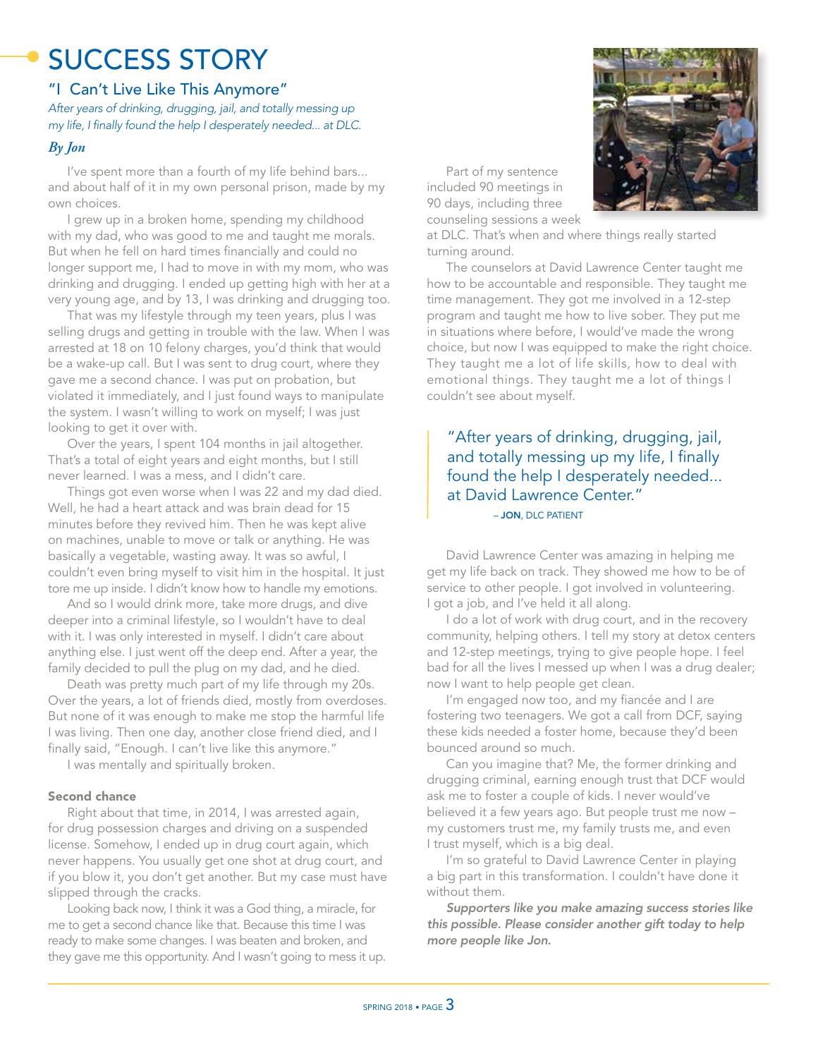# SUCCESS STORY

## "I Can't Live Like This Anymore"

*After years of drinking, drugging, jail, and totally messing up my life, I finally found the help I desperately needed... at DLC.*

***By Jon***

I've spent more than a fourth of my life behind bars... and about half of it in my own personal prison, made by my own choices.

I grew up in a broken home, spending my childhood with my dad, who was good to me and taught me morals. But when he fell on hard times financially and could no longer support me, I had to move in with my mom, who was drinking and drugging. I ended up getting high with her at a very young age, and by 13, I was drinking and drugging too.

That was my lifestyle through my teen years, plus I was selling drugs and getting in trouble with the law. When I was arrested at 18 on 10 felony charges, you'd think that would be a wake-up call. But I was sent to drug court, where they gave me a second chance. I was put on probation, but violated it immediately, and I just found ways to manipulate the system. I wasn't willing to work on myself; I was just looking to get it over with.

Over the years, I spent 104 months in jail altogether. That's a total of eight years and eight months, but I still never learned. I was a mess, and I didn't care.

Things got even worse when I was 22 and my dad died. Well, he had a heart attack and was brain dead for 15 minutes before they revived him. Then he was kept alive on machines, unable to move or talk or anything. He was basically a vegetable, wasting away. It was so awful, I couldn't even bring myself to visit him in the hospital. It just tore me up inside. I didn't know how to handle my emotions.

And so I would drink more, take more drugs, and dive deeper into a criminal lifestyle, so I wouldn't have to deal with it. I was only interested in myself. I didn't care about anything else. I just went off the deep end. After a year, the family decided to pull the plug on my dad, and he died.

Death was pretty much part of my life through my 20s. Over the years, a lot of friends died, mostly from overdoses. But none of it was enough to make me stop the harmful life I was living. Then one day, another close friend died, and I finally said, "Enough. I can't live like this anymore."

I was mentally and spiritually broken.

**Second chance**

Right about that time, in 2014, I was arrested again, for drug possession charges and driving on a suspended license. Somehow, I ended up in drug court again, which never happens. You usually get one shot at drug court, and if you blow it, you don't get another. But my case must have slipped through the cracks.

Looking back now, I think it was a God thing, a miracle, for me to get a second chance like that. Because this time I was ready to make some changes. I was beaten and broken, and they gave me this opportunity. And I wasn't going to mess it up.

Part of my sentence included 90 meetings in 90 days, including three counseling sessions a week at DLC. That's when and where things really started turning around.

The counselors at David Lawrence Center taught me how to be accountable and responsible. They taught me time management. They got me involved in a 12-step program and taught me how to live sober. They put me in situations where before, I would've made the wrong choice, but now I was equipped to make the right choice. They taught me a lot of life skills, how to deal with emotional things. They taught me a lot of things I couldn't see about myself.

> "After years of drinking, drugging, jail, and totally messing up my life, I finally found the help I desperately needed... at David Lawrence Center."
>
> – **JON**, DLC PATIENT

David Lawrence Center was amazing in helping me get my life back on track. They showed me how to be of service to other people. I got involved in volunteering. I got a job, and I've held it all along.

I do a lot of work with drug court, and in the recovery community, helping others. I tell my story at detox centers and 12-step meetings, trying to give people hope. I feel bad for all the lives I messed up when I was a drug dealer; now I want to help people get clean.

I'm engaged now too, and my fiancée and I are fostering two teenagers. We got a call from DCF, saying these kids needed a foster home, because they'd been bounced around so much.

Can you imagine that? Me, the former drinking and drugging criminal, earning enough trust that DCF would ask me to foster a couple of kids. I never would've believed it a few years ago. But people trust me now – my customers trust me, my family trusts me, and even I trust myself, which is a big deal.

I'm so grateful to David Lawrence Center in playing a big part in this transformation. I couldn't have done it without them.

***Supporters like you make amazing success stories like this possible. Please consider another gift today to help more people like Jon.***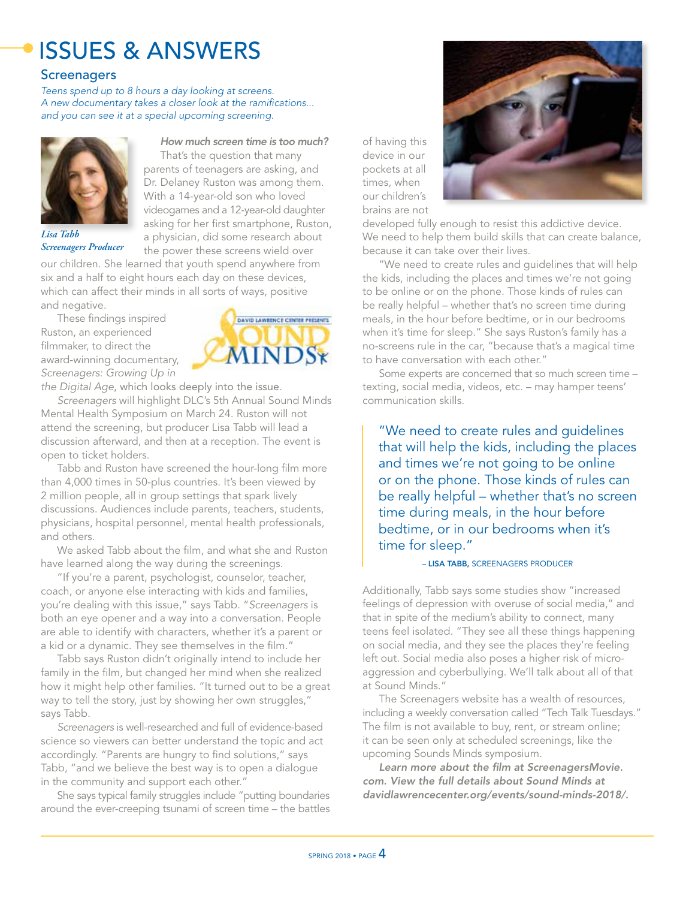# ISSUES & ANSWERS

## Screenagers

*Teens spend up to 8 hours a day looking at screens. A new documentary takes a closer look at the ramifications... and you can see it at a special upcoming screening.*

*Lisa Tabb*
*Screenagers Producer*

***How much screen time is too much?*** That's the question that many parents of teenagers are asking, and Dr. Delaney Ruston was among them. With a 14-year-old son who loved videogames and a 12-year-old daughter asking for her first smartphone, Ruston, a physician, did some research about the power these screens wield over our children. She learned that youth spend anywhere from six and a half to eight hours each day on these devices, which can affect their minds in all sorts of ways, positive and negative.

These findings inspired Ruston, an experienced filmmaker, to direct the award-winning documentary, *Screenagers: Growing Up in the Digital Age*, which looks deeply into the issue.

DAVID LAWRENCE CENTER PRESENTS SOUND MINDS

*Screenagers* will highlight DLC's 5th Annual Sound Minds Mental Health Symposium on March 24. Ruston will not attend the screening, but producer Lisa Tabb will lead a discussion afterward, and then at a reception. The event is open to ticket holders.

Tabb and Ruston have screened the hour-long film more than 4,000 times in 50-plus countries. It's been viewed by 2 million people, all in group settings that spark lively discussions. Audiences include parents, teachers, students, physicians, hospital personnel, mental health professionals, and others.

We asked Tabb about the film, and what she and Ruston have learned along the way during the screenings.

"If you're a parent, psychologist, counselor, teacher, coach, or anyone else interacting with kids and families, you're dealing with this issue," says Tabb. "*Screenagers* is both an eye opener and a way into a conversation. People are able to identify with characters, whether it's a parent or a kid or a dynamic. They see themselves in the film."

Tabb says Ruston didn't originally intend to include her family in the film, but changed her mind when she realized how it might help other families. "It turned out to be a great way to tell the story, just by showing her own struggles," says Tabb.

*Screenagers* is well-researched and full of evidence-based science so viewers can better understand the topic and act accordingly. "Parents are hungry to find solutions," says Tabb, "and we believe the best way is to open a dialogue in the community and support each other."

She says typical family struggles include "putting boundaries around the ever-creeping tsunami of screen time – the battles of having this device in our pockets at all times, when our children's brains are not developed fully enough to resist this addictive device. We need to help them build skills that can create balance, because it can take over their lives.

"We need to create rules and guidelines that will help the kids, including the places and times we're not going to be online or on the phone. Those kinds of rules can be really helpful – whether that's no screen time during meals, in the hour before bedtime, or in our bedrooms when it's time for sleep." She says Ruston's family has a no-screens rule in the car, "because that's a magical time to have conversation with each other."

Some experts are concerned that so much screen time – texting, social media, videos, etc. – may hamper teens' communication skills.

> "We need to create rules and guidelines that will help the kids, including the places and times we're not going to be online or on the phone. Those kinds of rules can be really helpful – whether that's no screen time during meals, in the hour before bedtime, or in our bedrooms when it's time for sleep."
>
> – **LISA TABB,** SCREENAGERS PRODUCER

Additionally, Tabb says some studies show "increased feelings of depression with overuse of social media," and that in spite of the medium's ability to connect, many teens feel isolated. "They see all these things happening on social media, and they see the places they're feeling left out. Social media also poses a higher risk of micro-aggression and cyberbullying. We'll talk about all of that at Sound Minds."

The Screenagers website has a wealth of resources, including a weekly conversation called "Tech Talk Tuesdays." The film is not available to buy, rent, or stream online; it can be seen only at scheduled screenings, like the upcoming Sounds Minds symposium.

***Learn more about the film at ScreenagersMovie.com. View the full details about Sound Minds at davidlawrencecenter.org/events/sound-minds-2018/.***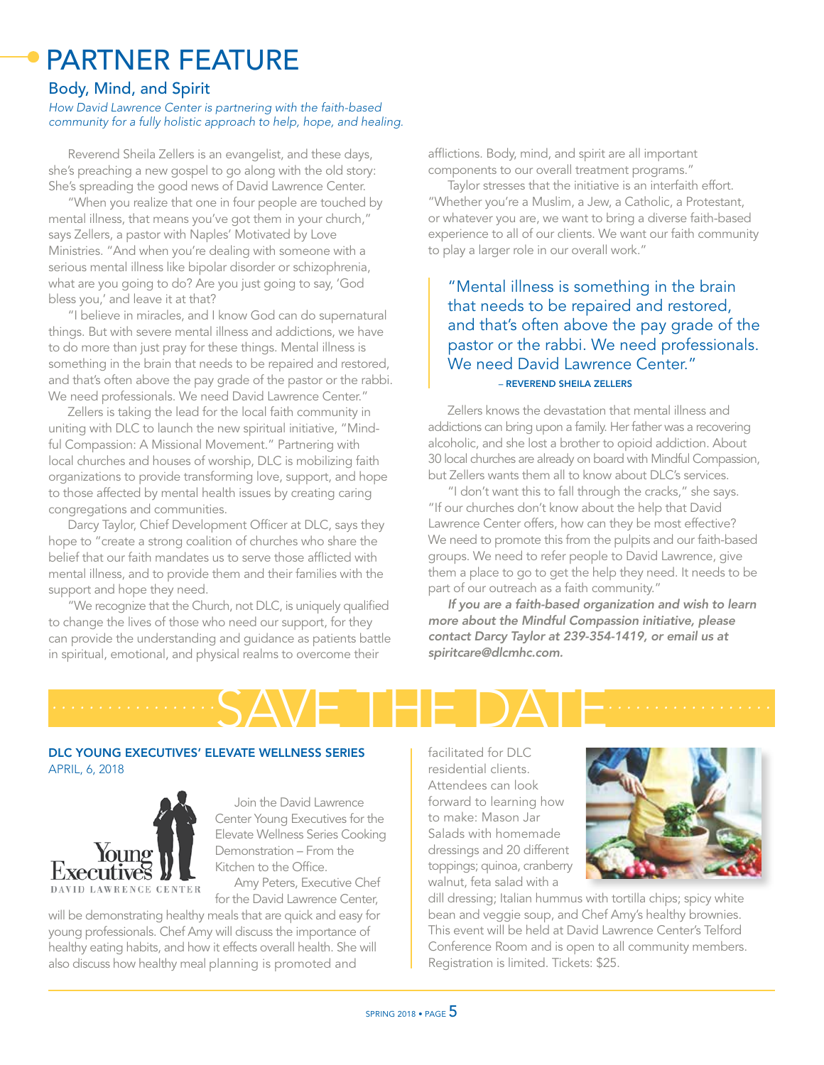# PARTNER FEATURE

## Body, Mind, and Spirit

*How David Lawrence Center is partnering with the faith-based community for a fully holistic approach to help, hope, and healing.*

Reverend Sheila Zellers is an evangelist, and these days, she's preaching a new gospel to go along with the old story: She's spreading the good news of David Lawrence Center.

"When you realize that one in four people are touched by mental illness, that means you've got them in your church," says Zellers, a pastor with Naples' Motivated by Love Ministries. "And when you're dealing with someone with a serious mental illness like bipolar disorder or schizophrenia, what are you going to do? Are you just going to say, 'God bless you,' and leave it at that?

"I believe in miracles, and I know God can do supernatural things. But with severe mental illness and addictions, we have to do more than just pray for these things. Mental illness is something in the brain that needs to be repaired and restored, and that's often above the pay grade of the pastor or the rabbi. We need professionals. We need David Lawrence Center."

Zellers is taking the lead for the local faith community in uniting with DLC to launch the new spiritual initiative, "Mindful Compassion: A Missional Movement." Partnering with local churches and houses of worship, DLC is mobilizing faith organizations to provide transforming love, support, and hope to those affected by mental health issues by creating caring congregations and communities.

Darcy Taylor, Chief Development Officer at DLC, says they hope to "create a strong coalition of churches who share the belief that our faith mandates us to serve those afflicted with mental illness, and to provide them and their families with the support and hope they need.

"We recognize that the Church, not DLC, is uniquely qualified to change the lives of those who need our support, for they can provide the understanding and guidance as patients battle in spiritual, emotional, and physical realms to overcome their afflictions. Body, mind, and spirit are all important components to our overall treatment programs."

Taylor stresses that the initiative is an interfaith effort. "Whether you're a Muslim, a Jew, a Catholic, a Protestant, or whatever you are, we want to bring a diverse faith-based experience to all of our clients. We want our faith community to play a larger role in our overall work."

> "Mental illness is something in the brain that needs to be repaired and restored, and that's often above the pay grade of the pastor or the rabbi. We need professionals. We need David Lawrence Center."
>
> – REVEREND SHEILA ZELLERS

Zellers knows the devastation that mental illness and addictions can bring upon a family. Her father was a recovering alcoholic, and she lost a brother to opioid addiction. About 30 local churches are already on board with Mindful Compassion, but Zellers wants them all to know about DLC's services.

"I don't want this to fall through the cracks," she says. "If our churches don't know about the help that David Lawrence Center offers, how can they be most effective? We need to promote this from the pulpits and our faith-based groups. We need to refer people to David Lawrence, give them a place to go to get the help they need. It needs to be part of our outreach as a faith community."

***If you are a faith-based organization and wish to learn more about the Mindful Compassion initiative, please contact Darcy Taylor at 239-354-1419, or email us at spiritcare@dlcmhc.com.***

# SAVE THE DATE

### DLC YOUNG EXECUTIVES' ELEVATE WELLNESS SERIES

APRIL, 6, 2018

Young Executives
DAVID LAWRENCE CENTER

Join the David Lawrence Center Young Executives for the Elevate Wellness Series Cooking Demonstration – From the Kitchen to the Office.

Amy Peters, Executive Chef for the David Lawrence Center, will be demonstrating healthy meals that are quick and easy for young professionals. Chef Amy will discuss the importance of healthy eating habits, and how it effects overall health. She will also discuss how healthy meal planning is promoted and facilitated for DLC residential clients. Attendees can look forward to learning how to make: Mason Jar Salads with homemade dressings and 20 different toppings; quinoa, cranberry walnut, feta salad with a dill dressing; Italian hummus with tortilla chips; spicy white bean and veggie soup, and Chef Amy's healthy brownies. This event will be held at David Lawrence Center's Telford Conference Room and is open to all community members. Registration is limited. Tickets: $25.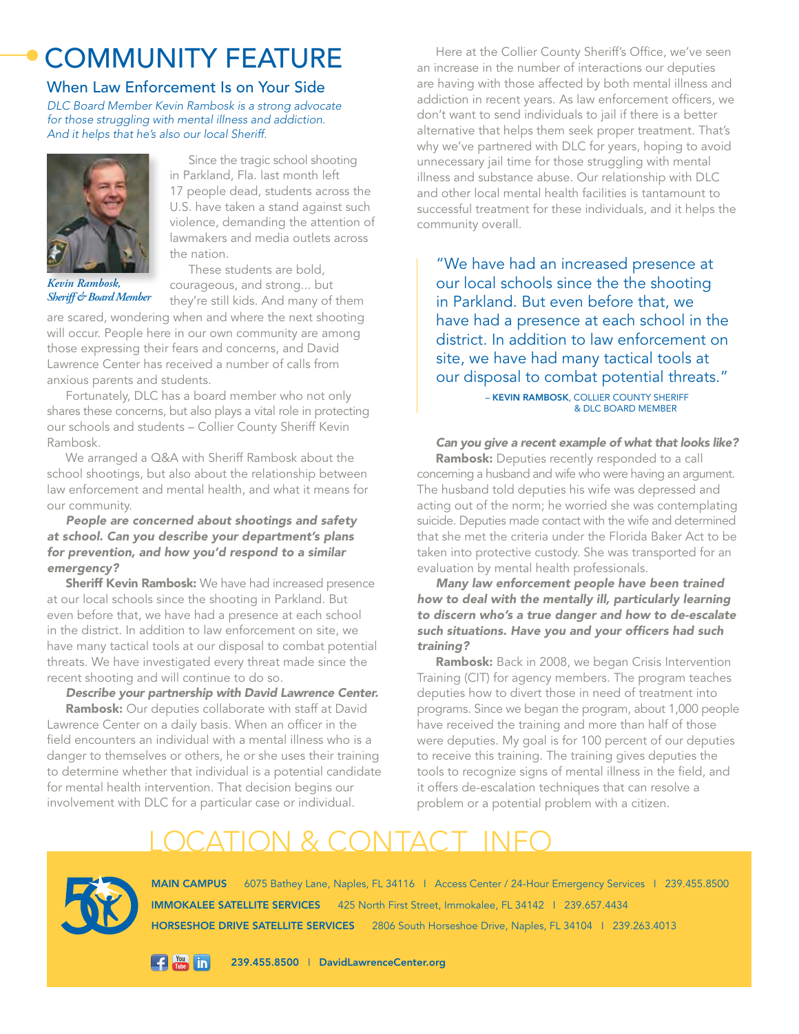# COMMUNITY FEATURE

## When Law Enforcement Is on Your Side

*DLC Board Member Kevin Rambosk is a strong advocate for those struggling with mental illness and addiction. And it helps that he's also our local Sheriff.*

*Kevin Rambosk, Sheriff & Board Member*

Since the tragic school shooting in Parkland, Fla. last month left 17 people dead, students across the U.S. have taken a stand against such violence, demanding the attention of lawmakers and media outlets across the nation.

These students are bold, courageous, and strong... but they're still kids. And many of them are scared, wondering when and where the next shooting will occur. People here in our own community are among those expressing their fears and concerns, and David Lawrence Center has received a number of calls from anxious parents and students.

Fortunately, DLC has a board member who not only shares these concerns, but also plays a vital role in protecting our schools and students – Collier County Sheriff Kevin Rambosk.

We arranged a Q&A with Sheriff Rambosk about the school shootings, but also about the relationship between law enforcement and mental health, and what it means for our community.

***People are concerned about shootings and safety at school. Can you describe your department's plans for prevention, and how you'd respond to a similar emergency?***

**Sheriff Kevin Rambosk:** We have had increased presence at our local schools since the shooting in Parkland. But even before that, we have had a presence at each school in the district. In addition to law enforcement on site, we have many tactical tools at our disposal to combat potential threats. We have investigated every threat made since the recent shooting and will continue to do so.

***Describe your partnership with David Lawrence Center.***

**Rambosk:** Our deputies collaborate with staff at David Lawrence Center on a daily basis. When an officer in the field encounters an individual with a mental illness who is a danger to themselves or others, he or she uses their training to determine whether that individual is a potential candidate for mental health intervention. That decision begins our involvement with DLC for a particular case or individual.

Here at the Collier County Sheriff's Office, we've seen an increase in the number of interactions our deputies are having with those affected by both mental illness and addiction in recent years. As law enforcement officers, we don't want to send individuals to jail if there is a better alternative that helps them seek proper treatment. That's why we've partnered with DLC for years, hoping to avoid unnecessary jail time for those struggling with mental illness and substance abuse. Our relationship with DLC and other local mental health facilities is tantamount to successful treatment for these individuals, and it helps the community overall.

> "We have had an increased presence at our local schools since the the shooting in Parkland. But even before that, we have had a presence at each school in the district. In addition to law enforcement on site, we have had many tactical tools at our disposal to combat potential threats."
>
> – **KEVIN RAMBOSK**, COLLIER COUNTY SHERIFF & DLC BOARD MEMBER

***Can you give a recent example of what that looks like?***

**Rambosk:** Deputies recently responded to a call concerning a husband and wife who were having an argument. The husband told deputies his wife was depressed and acting out of the norm; he worried she was contemplating suicide. Deputies made contact with the wife and determined that she met the criteria under the Florida Baker Act to be taken into protective custody. She was transported for an evaluation by mental health professionals.

***Many law enforcement people have been trained how to deal with the mentally ill, particularly learning to discern who's a true danger and how to de-escalate such situations. Have you and your officers had such training?***

**Rambosk:** Back in 2008, we began Crisis Intervention Training (CIT) for agency members. The program teaches deputies how to divert those in need of treatment into programs. Since we began the program, about 1,000 people have received the training and more than half of those were deputies. My goal is for 100 percent of our deputies to receive this training. The training gives deputies the tools to recognize signs of mental illness in the field, and it offers de-escalation techniques that can resolve a problem or a potential problem with a citizen.

## LOCATION & CONTACT INFO

**MAIN CAMPUS** 6075 Bathey Lane, Naples, FL 34116 | Access Center / 24-Hour Emergency Services | 239.455.8500

**IMMOKALEE SATELLITE SERVICES** 425 North First Street, Immokalee, FL 34142 | 239.657.4434

**HORSESHOE DRIVE SATELLITE SERVICES** 2806 South Horseshoe Drive, Naples, FL 34104 | 239.263.4013

**239.455.8500** | **DavidLawrenceCenter.org**